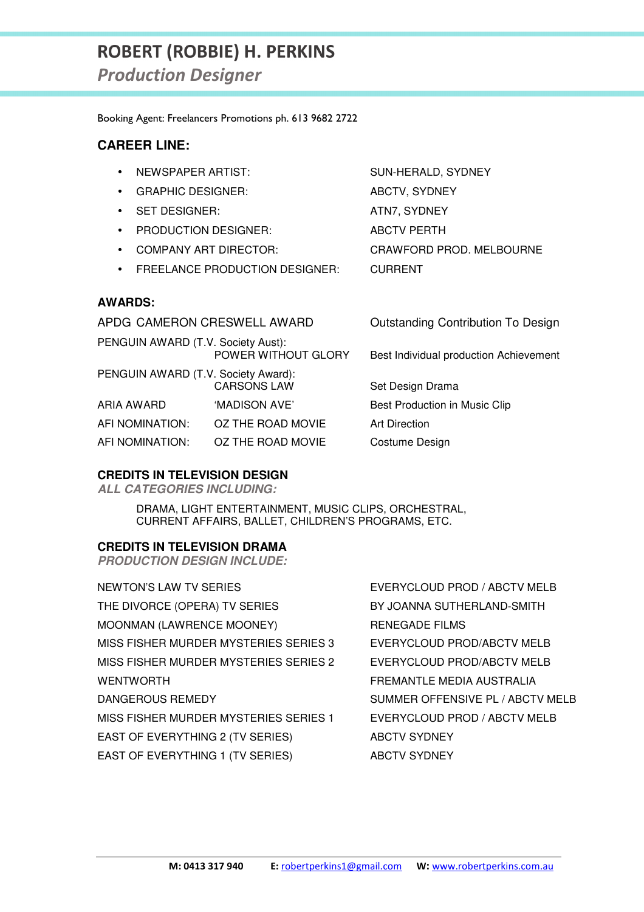# ROBERT (ROBBIE) H. PERKINS

## *Production Designer*

Booking Agent: Freelancers Promotions ph. 613 9682 2722

### CAREER LINE:

| | |
|---|---|
| • NEWSPAPER ARTIST: | SUN-HERALD, SYDNEY |
| • GRAPHIC DESIGNER: | ABCTV, SYDNEY |
| • SET DESIGNER: | ATN7, SYDNEY |
| • PRODUCTION DESIGNER: | ABCTV PERTH |
| • COMPANY ART DIRECTOR: | CRAWFORD PROD. MELBOURNE |
| • FREELANCE PRODUCTION DESIGNER: | CURRENT |

### AWARDS:

| | | |
|---|---|---|
| APDG CAMERON CRESWELL AWARD | | Outstanding Contribution To Design |
| PENGUIN AWARD (T.V. Society Aust): | POWER WITHOUT GLORY | Best Individual production Achievement |
| PENGUIN AWARD (T.V. Society Award): | CARSONS LAW | Set Design Drama |
| ARIA AWARD | 'MADISON AVE' | Best Production in Music Clip |
| AFI NOMINATION: | OZ THE ROAD MOVIE | Art Direction |
| AFI NOMINATION: | OZ THE ROAD MOVIE | Costume Design |

### CREDITS IN TELEVISION DESIGN

***ALL CATEGORIES INCLUDING:***

DRAMA, LIGHT ENTERTAINMENT, MUSIC CLIPS, ORCHESTRAL, CURRENT AFFAIRS, BALLET, CHILDREN'S PROGRAMS, ETC.

### CREDITS IN TELEVISION DRAMA

***PRODUCTION DESIGN INCLUDE:***

| | |
|---|---|
| NEWTON'S LAW TV SERIES | EVERYCLOUD PROD / ABCTV MELB |
| THE DIVORCE (OPERA) TV SERIES | BY JOANNA SUTHERLAND-SMITH |
| MOONMAN (LAWRENCE MOONEY) | RENEGADE FILMS |
| MISS FISHER MURDER MYSTERIES SERIES 3 | EVERYCLOUD PROD/ABCTV MELB |
| MISS FISHER MURDER MYSTERIES SERIES 2 | EVERYCLOUD PROD/ABCTV MELB |
| WENTWORTH | FREMANTLE MEDIA AUSTRALIA |
| DANGEROUS REMEDY | SUMMER OFFENSIVE PL / ABCTV MELB |
| MISS FISHER MURDER MYSTERIES SERIES 1 | EVERYCLOUD PROD / ABCTV MELB |
| EAST OF EVERYTHING 2 (TV SERIES) | ABCTV SYDNEY |
| EAST OF EVERYTHING 1 (TV SERIES) | ABCTV SYDNEY |

**M: 0413 317 940** **E:** robertperkins1@gmail.com **W:** www.robertperkins.com.au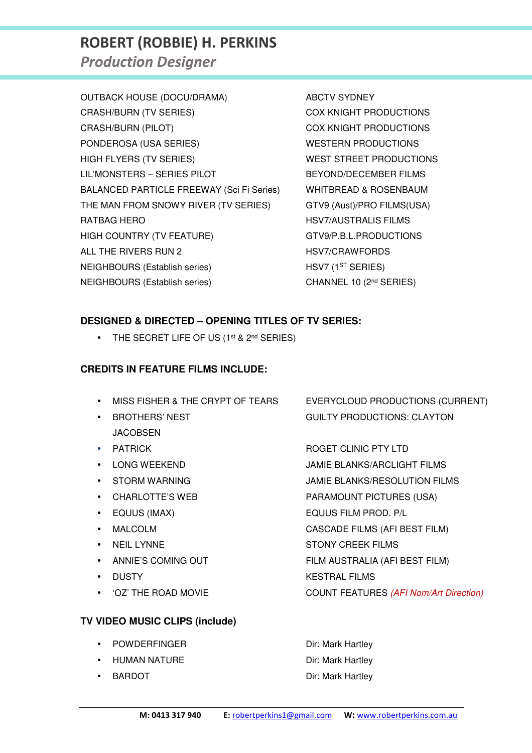# ROBERT (ROBBIE) H. PERKINS

## *Production Designer*

| | |
|---|---|
| OUTBACK HOUSE (DOCU/DRAMA) | ABCTV SYDNEY |
| CRASH/BURN (TV SERIES) | COX KNIGHT PRODUCTIONS |
| CRASH/BURN (PILOT) | COX KNIGHT PRODUCTIONS |
| PONDEROSA (USA SERIES) | WESTERN PRODUCTIONS |
| HIGH FLYERS (TV SERIES) | WEST STREET PRODUCTIONS |
| LIL'MONSTERS – SERIES PILOT | BEYOND/DECEMBER FILMS |
| BALANCED PARTICLE FREEWAY (Sci Fi Series) | WHITBREAD & ROSENBAUM |
| THE MAN FROM SNOWY RIVER (TV SERIES) | GTV9 (Aust)/PRO FILMS(USA) |
| RATBAG HERO | HSV7/AUSTRALIS FILMS |
| HIGH COUNTRY (TV FEATURE) | GTV9/P.B.L.PRODUCTIONS |
| ALL THE RIVERS RUN 2 | HSV7/CRAWFORDS |
| NEIGHBOURS (Establish series) | HSV7 (1ST SERIES) |
| NEIGHBOURS (Establish series) | CHANNEL 10 (2nd SERIES) |

**DESIGNED & DIRECTED – OPENING TITLES OF TV SERIES:**

- THE SECRET LIFE OF US (1st & 2nd SERIES)

**CREDITS IN FEATURE FILMS INCLUDE:**

| | |
|---|---|
| • MISS FISHER & THE CRYPT OF TEARS | EVERYCLOUD PRODUCTIONS (CURRENT) |
| • BROTHERS' NEST | GUILTY PRODUCTIONS: CLAYTON JACOBSEN |
| • PATRICK | ROGET CLINIC PTY LTD |
| • LONG WEEKEND | JAMIE BLANKS/ARCLIGHT FILMS |
| • STORM WARNING | JAMIE BLANKS/RESOLUTION FILMS |
| • CHARLOTTE'S WEB | PARAMOUNT PICTURES (USA) |
| • EQUUS (IMAX) | EQUUS FILM PROD. P/L |
| • MALCOLM | CASCADE FILMS (AFI BEST FILM) |
| • NEIL LYNNE | STONY CREEK FILMS |
| • ANNIE'S COMING OUT | FILM AUSTRALIA (AFI BEST FILM) |
| • DUSTY | KESTRAL FILMS |
| • 'OZ' THE ROAD MOVIE | COUNT FEATURES *(AFI Nom/Art Direction)* |

**TV VIDEO MUSIC CLIPS (include)**

| | |
|---|---|
| • POWDERFINGER | Dir: Mark Hartley |
| • HUMAN NATURE | Dir: Mark Hartley |
| • BARDOT | Dir: Mark Hartley |

**M: 0413 317 940** **E:** robertperkins1@gmail.com **W:** www.robertperkins.com.au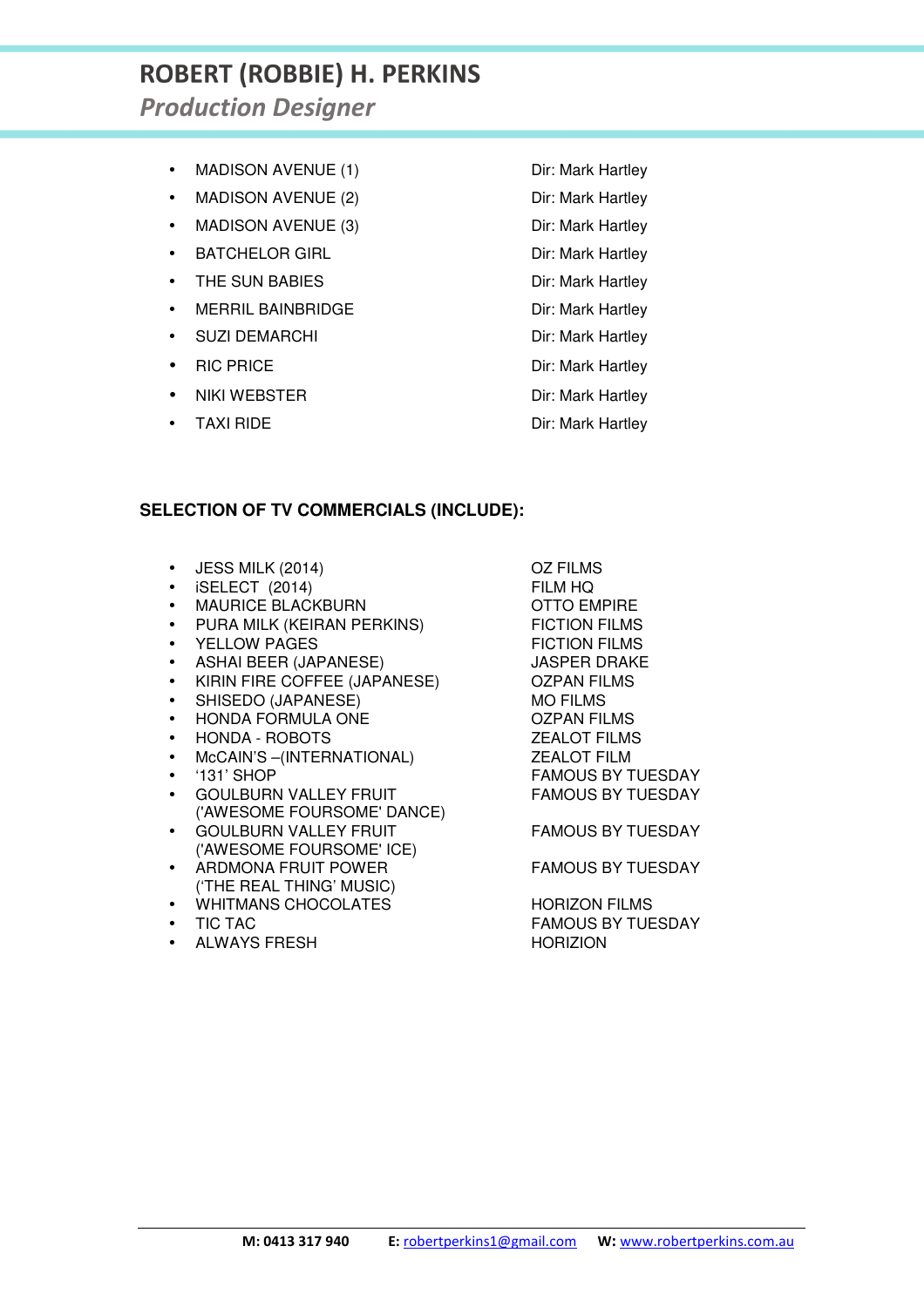# ROBERT (ROBBIE) H. PERKINS

## *Production Designer*

| | |
|---|---|
| • MADISON AVENUE (1) | Dir: Mark Hartley |
| • MADISON AVENUE (2) | Dir: Mark Hartley |
| • MADISON AVENUE (3) | Dir: Mark Hartley |
| • BATCHELOR GIRL | Dir: Mark Hartley |
| • THE SUN BABIES | Dir: Mark Hartley |
| • MERRIL BAINBRIDGE | Dir: Mark Hartley |
| • SUZI DEMARCHI | Dir: Mark Hartley |
| • RIC PRICE | Dir: Mark Hartley |
| • NIKI WEBSTER | Dir: Mark Hartley |
| • TAXI RIDE | Dir: Mark Hartley |

**SELECTION OF TV COMMERCIALS (INCLUDE):**

| | |
|---|---|
| • JESS MILK (2014) | OZ FILMS |
| • iSELECT (2014) | FILM HQ |
| • MAURICE BLACKBURN | OTTO EMPIRE |
| • PURA MILK (KEIRAN PERKINS) | FICTION FILMS |
| • YELLOW PAGES | FICTION FILMS |
| • ASHAI BEER (JAPANESE) | JASPER DRAKE |
| • KIRIN FIRE COFFEE (JAPANESE) | OZPAN FILMS |
| • SHISEDO (JAPANESE) | MO FILMS |
| • HONDA FORMULA ONE | OZPAN FILMS |
| • HONDA - ROBOTS | ZEALOT FILMS |
| • McCAIN'S –(INTERNATIONAL) | ZEALOT FILM |
| • '131' SHOP | FAMOUS BY TUESDAY |
| • GOULBURN VALLEY FRUIT ('AWESOME FOURSOME' DANCE) | FAMOUS BY TUESDAY |
| • GOULBURN VALLEY FRUIT ('AWESOME FOURSOME' ICE) | FAMOUS BY TUESDAY |
| • ARDMONA FRUIT POWER ('THE REAL THING' MUSIC) | FAMOUS BY TUESDAY |
| • WHITMANS CHOCOLATES | HORIZON FILMS |
| • TIC TAC | FAMOUS BY TUESDAY |
| • ALWAYS FRESH | HORIZION |

**M:** 0413 317 940 **E:** robertperkins1@gmail.com **W:** www.robertperkins.com.au